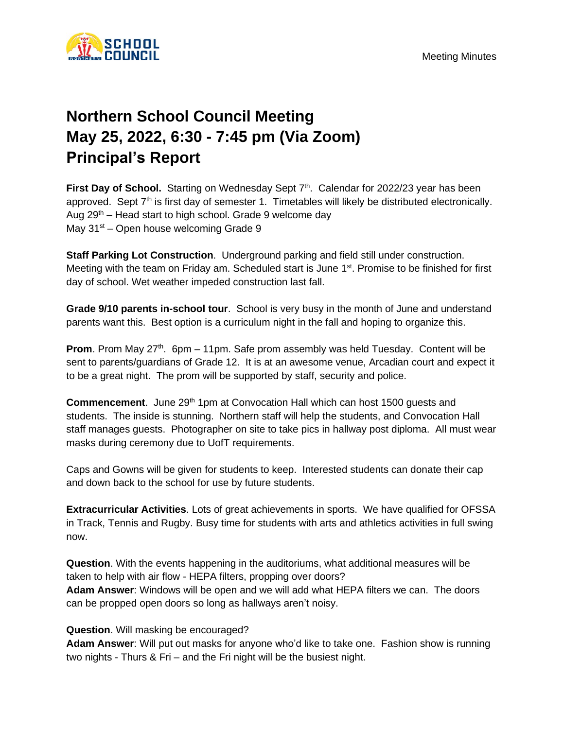Meeting Minutes

# Northern School Council Meeting
# May 25, 2022, 6:30 - 7:45 pm (Via Zoom)
# Principal's Report

**First Day of School.** Starting on Wednesday Sept 7th. Calendar for 2022/23 year has been approved. Sept 7th is first day of semester 1. Timetables will likely be distributed electronically.
Aug 29th – Head start to high school. Grade 9 welcome day
May 31st – Open house welcoming Grade 9

**Staff Parking Lot Construction**. Underground parking and field still under construction. Meeting with the team on Friday am. Scheduled start is June 1st. Promise to be finished for first day of school. Wet weather impeded construction last fall.

**Grade 9/10 parents in-school tour**. School is very busy in the month of June and understand parents want this. Best option is a curriculum night in the fall and hoping to organize this.

**Prom**. Prom May 27th. 6pm – 11pm. Safe prom assembly was held Tuesday. Content will be sent to parents/guardians of Grade 12. It is at an awesome venue, Arcadian court and expect it to be a great night. The prom will be supported by staff, security and police.

**Commencement**. June 29th 1pm at Convocation Hall which can host 1500 guests and students. The inside is stunning. Northern staff will help the students, and Convocation Hall staff manages guests. Photographer on site to take pics in hallway post diploma. All must wear masks during ceremony due to UofT requirements.

Caps and Gowns will be given for students to keep. Interested students can donate their cap and down back to the school for use by future students.

**Extracurricular Activities**. Lots of great achievements in sports. We have qualified for OFSSA in Track, Tennis and Rugby. Busy time for students with arts and athletics activities in full swing now.

**Question**. With the events happening in the auditoriums, what additional measures will be taken to help with air flow - HEPA filters, propping over doors?
**Adam Answer**: Windows will be open and we will add what HEPA filters we can. The doors can be propped open doors so long as hallways aren't noisy.

**Question**. Will masking be encouraged?
**Adam Answer**: Will put out masks for anyone who'd like to take one. Fashion show is running two nights - Thurs & Fri – and the Fri night will be the busiest night.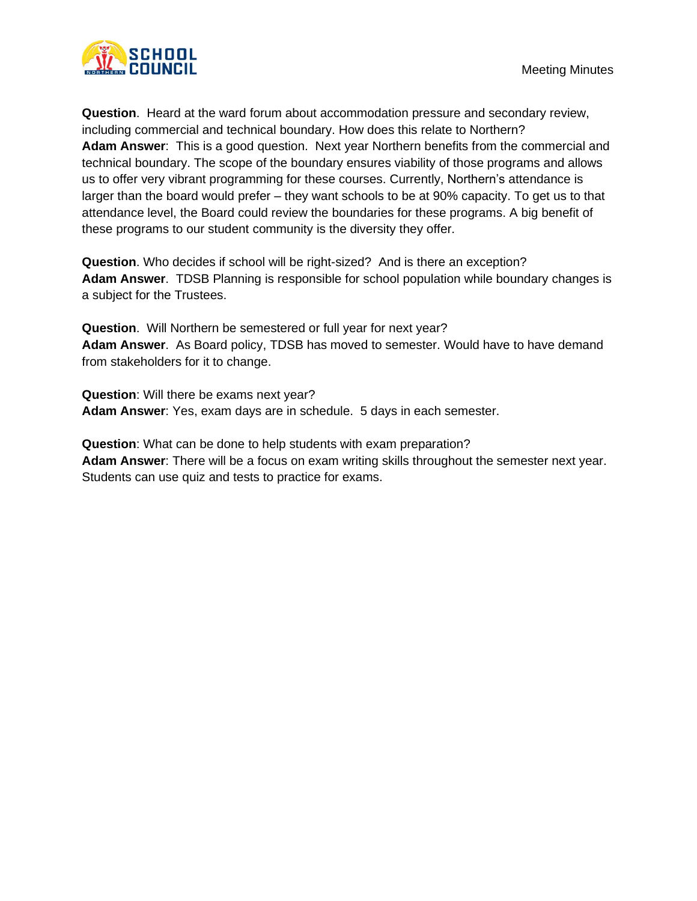**Question**. Heard at the ward forum about accommodation pressure and secondary review, including commercial and technical boundary. How does this relate to Northern?
**Adam Answer**: This is a good question. Next year Northern benefits from the commercial and technical boundary. The scope of the boundary ensures viability of those programs and allows us to offer very vibrant programming for these courses. Currently, Northern's attendance is larger than the board would prefer – they want schools to be at 90% capacity. To get us to that attendance level, the Board could review the boundaries for these programs. A big benefit of these programs to our student community is the diversity they offer.

**Question**. Who decides if school will be right-sized? And is there an exception?
**Adam Answer**. TDSB Planning is responsible for school population while boundary changes is a subject for the Trustees.

**Question**. Will Northern be semestered or full year for next year?
**Adam Answer**. As Board policy, TDSB has moved to semester. Would have to have demand from stakeholders for it to change.

**Question**: Will there be exams next year?
**Adam Answer**: Yes, exam days are in schedule. 5 days in each semester.

**Question**: What can be done to help students with exam preparation?
**Adam Answer**: There will be a focus on exam writing skills throughout the semester next year. Students can use quiz and tests to practice for exams.